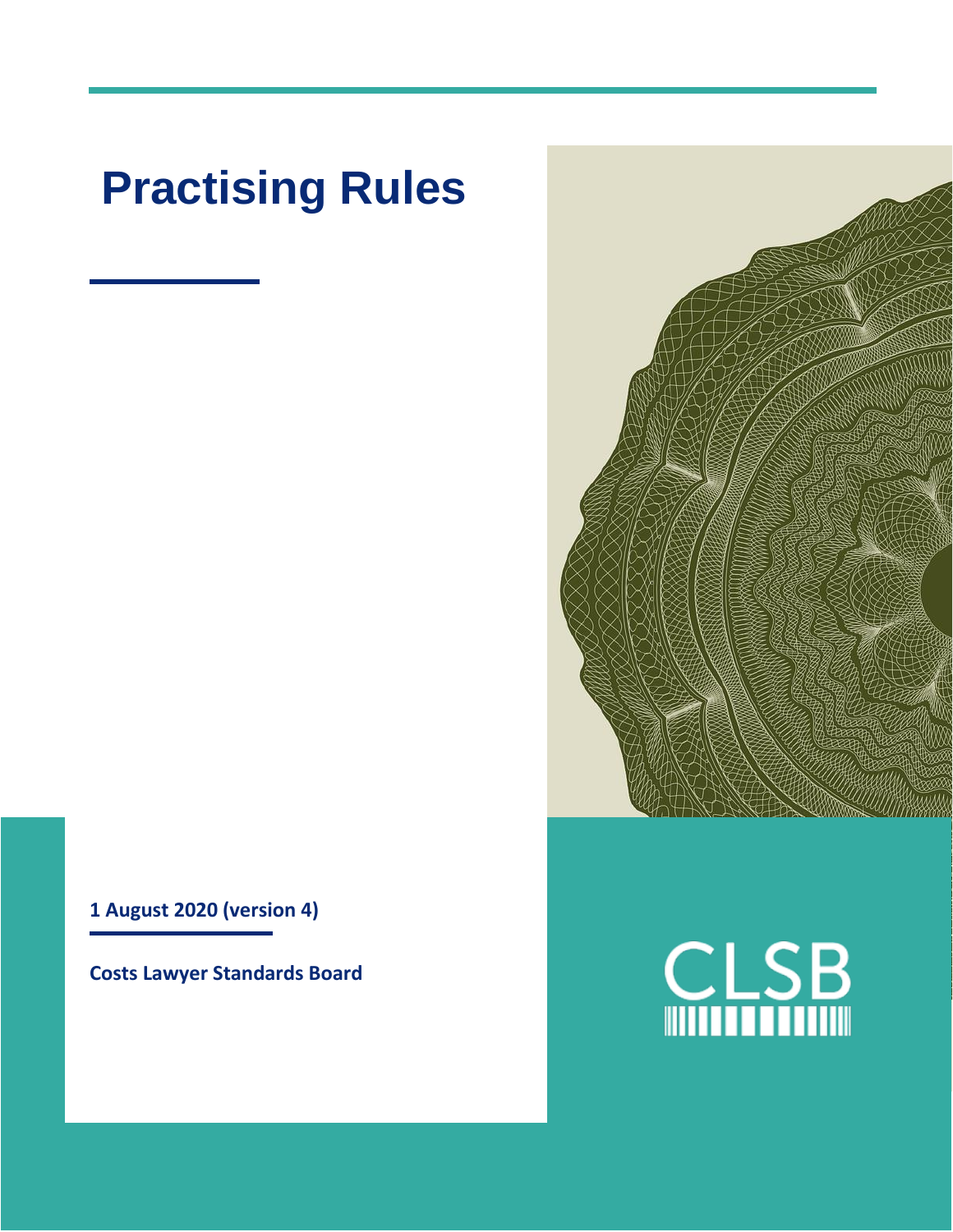# Practising Rules

**1 August 2020 (version 4)**

**Costs Lawyer Standards Board**

CLSB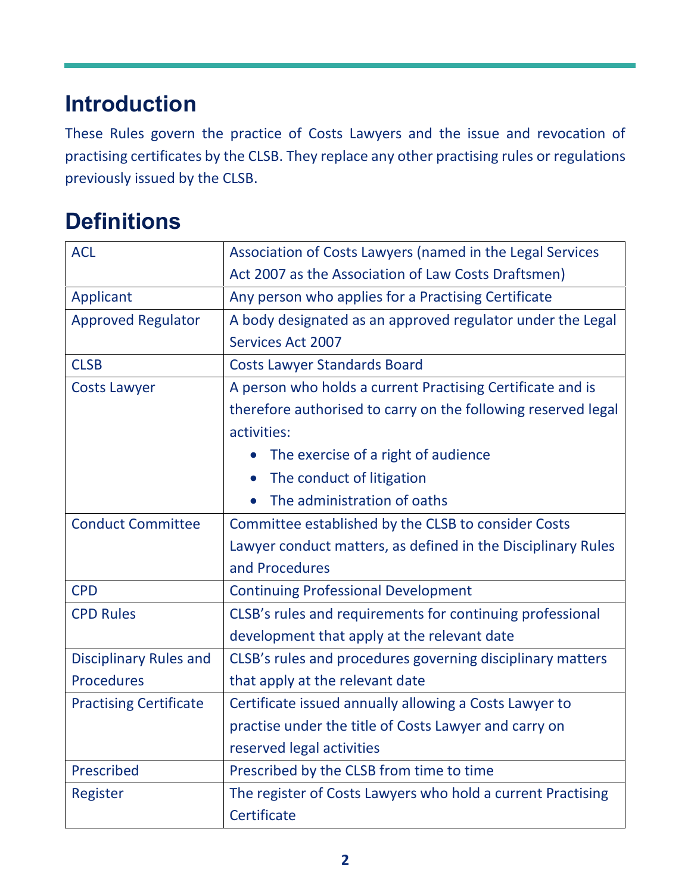## Introduction

These Rules govern the practice of Costs Lawyers and the issue and revocation of practising certificates by the CLSB. They replace any other practising rules or regulations previously issued by the CLSB.

## Definitions

| | |
|---|---|
| ACL | Association of Costs Lawyers (named in the Legal Services Act 2007 as the Association of Law Costs Draftsmen) |
| Applicant | Any person who applies for a Practising Certificate |
| Approved Regulator | A body designated as an approved regulator under the Legal Services Act 2007 |
| CLSB | Costs Lawyer Standards Board |
| Costs Lawyer | A person who holds a current Practising Certificate and is therefore authorised to carry on the following reserved legal activities:<br>• The exercise of a right of audience<br>• The conduct of litigation<br>• The administration of oaths |
| Conduct Committee | Committee established by the CLSB to consider Costs Lawyer conduct matters, as defined in the Disciplinary Rules and Procedures |
| CPD | Continuing Professional Development |
| CPD Rules | CLSB's rules and requirements for continuing professional development that apply at the relevant date |
| Disciplinary Rules and Procedures | CLSB's rules and procedures governing disciplinary matters that apply at the relevant date |
| Practising Certificate | Certificate issued annually allowing a Costs Lawyer to practise under the title of Costs Lawyer and carry on reserved legal activities |
| Prescribed | Prescribed by the CLSB from time to time |
| Register | The register of Costs Lawyers who hold a current Practising Certificate |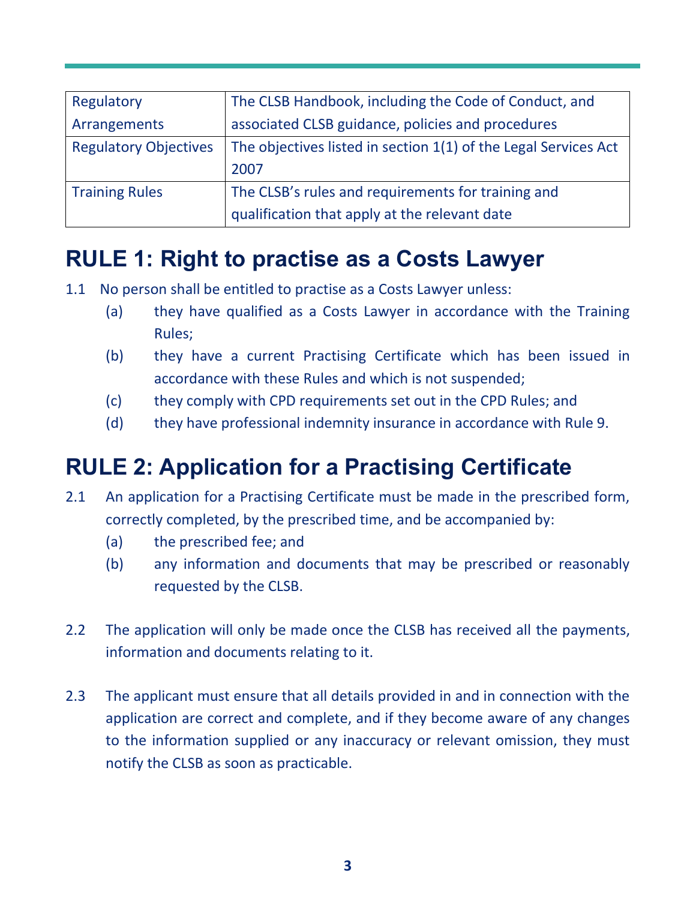| Regulatory Arrangements | The CLSB Handbook, including the Code of Conduct, and associated CLSB guidance, policies and procedures |
| --- | --- |
| Regulatory Objectives | The objectives listed in section 1(1) of the Legal Services Act 2007 |
| Training Rules | The CLSB's rules and requirements for training and qualification that apply at the relevant date |

## RULE 1: Right to practise as a Costs Lawyer

1.1 No person shall be entitled to practise as a Costs Lawyer unless:

(a) they have qualified as a Costs Lawyer in accordance with the Training Rules;

(b) they have a current Practising Certificate which has been issued in accordance with these Rules and which is not suspended;

(c) they comply with CPD requirements set out in the CPD Rules; and

(d) they have professional indemnity insurance in accordance with Rule 9.

## RULE 2: Application for a Practising Certificate

2.1 An application for a Practising Certificate must be made in the prescribed form, correctly completed, by the prescribed time, and be accompanied by:

(a) the prescribed fee; and

(b) any information and documents that may be prescribed or reasonably requested by the CLSB.

2.2 The application will only be made once the CLSB has received all the payments, information and documents relating to it.

2.3 The applicant must ensure that all details provided in and in connection with the application are correct and complete, and if they become aware of any changes to the information supplied or any inaccuracy or relevant omission, they must notify the CLSB as soon as practicable.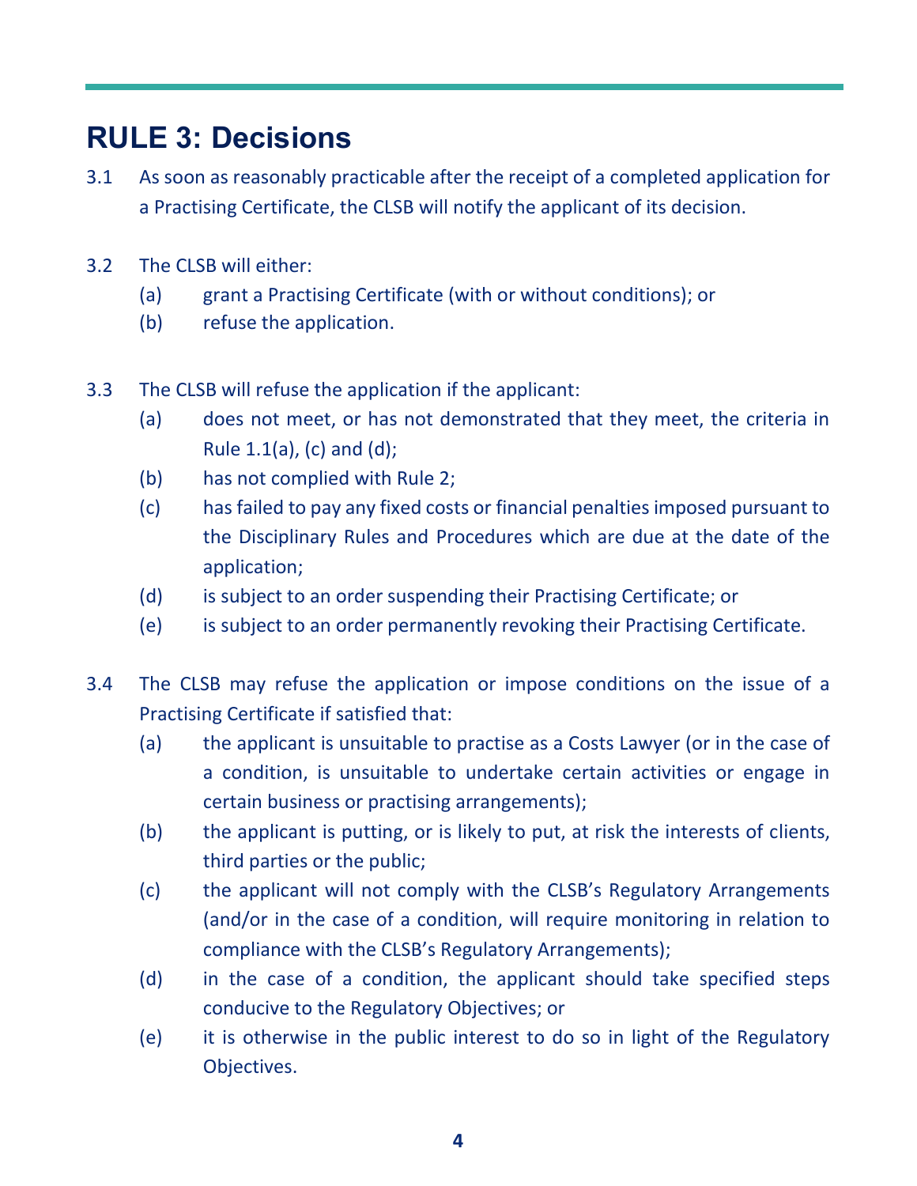## RULE 3: Decisions

3.1 As soon as reasonably practicable after the receipt of a completed application for a Practising Certificate, the CLSB will notify the applicant of its decision.

3.2 The CLSB will either:

- (a) grant a Practising Certificate (with or without conditions); or
- (b) refuse the application.

3.3 The CLSB will refuse the application if the applicant:

- (a) does not meet, or has not demonstrated that they meet, the criteria in Rule 1.1(a), (c) and (d);
- (b) has not complied with Rule 2;
- (c) has failed to pay any fixed costs or financial penalties imposed pursuant to the Disciplinary Rules and Procedures which are due at the date of the application;
- (d) is subject to an order suspending their Practising Certificate; or
- (e) is subject to an order permanently revoking their Practising Certificate.

3.4 The CLSB may refuse the application or impose conditions on the issue of a Practising Certificate if satisfied that:

- (a) the applicant is unsuitable to practise as a Costs Lawyer (or in the case of a condition, is unsuitable to undertake certain activities or engage in certain business or practising arrangements);
- (b) the applicant is putting, or is likely to put, at risk the interests of clients, third parties or the public;
- (c) the applicant will not comply with the CLSB's Regulatory Arrangements (and/or in the case of a condition, will require monitoring in relation to compliance with the CLSB's Regulatory Arrangements);
- (d) in the case of a condition, the applicant should take specified steps conducive to the Regulatory Objectives; or
- (e) it is otherwise in the public interest to do so in light of the Regulatory Objectives.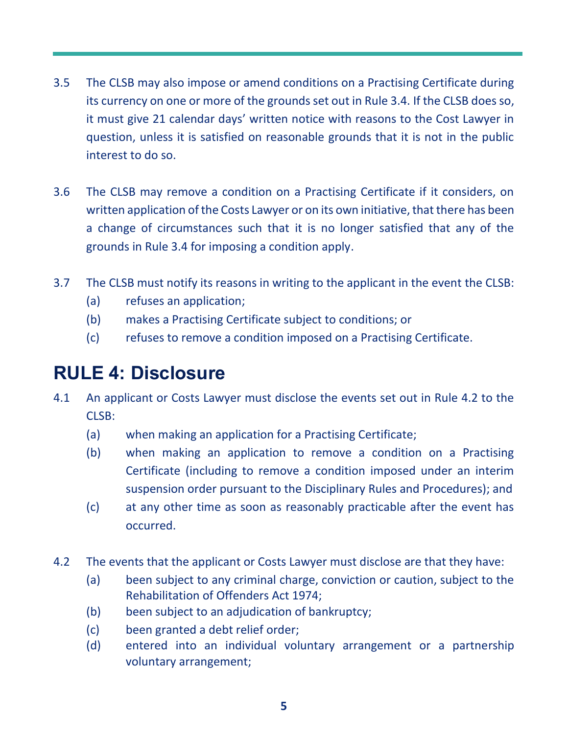3.5 The CLSB may also impose or amend conditions on a Practising Certificate during its currency on one or more of the grounds set out in Rule 3.4. If the CLSB does so, it must give 21 calendar days' written notice with reasons to the Cost Lawyer in question, unless it is satisfied on reasonable grounds that it is not in the public interest to do so.

3.6 The CLSB may remove a condition on a Practising Certificate if it considers, on written application of the Costs Lawyer or on its own initiative, that there has been a change of circumstances such that it is no longer satisfied that any of the grounds in Rule 3.4 for imposing a condition apply.

3.7 The CLSB must notify its reasons in writing to the applicant in the event the CLSB:

(a) refuses an application;

(b) makes a Practising Certificate subject to conditions; or

(c) refuses to remove a condition imposed on a Practising Certificate.

## RULE 4: Disclosure

4.1 An applicant or Costs Lawyer must disclose the events set out in Rule 4.2 to the CLSB:

(a) when making an application for a Practising Certificate;

(b) when making an application to remove a condition on a Practising Certificate (including to remove a condition imposed under an interim suspension order pursuant to the Disciplinary Rules and Procedures); and

(c) at any other time as soon as reasonably practicable after the event has occurred.

4.2 The events that the applicant or Costs Lawyer must disclose are that they have:

(a) been subject to any criminal charge, conviction or caution, subject to the Rehabilitation of Offenders Act 1974;

(b) been subject to an adjudication of bankruptcy;

(c) been granted a debt relief order;

(d) entered into an individual voluntary arrangement or a partnership voluntary arrangement;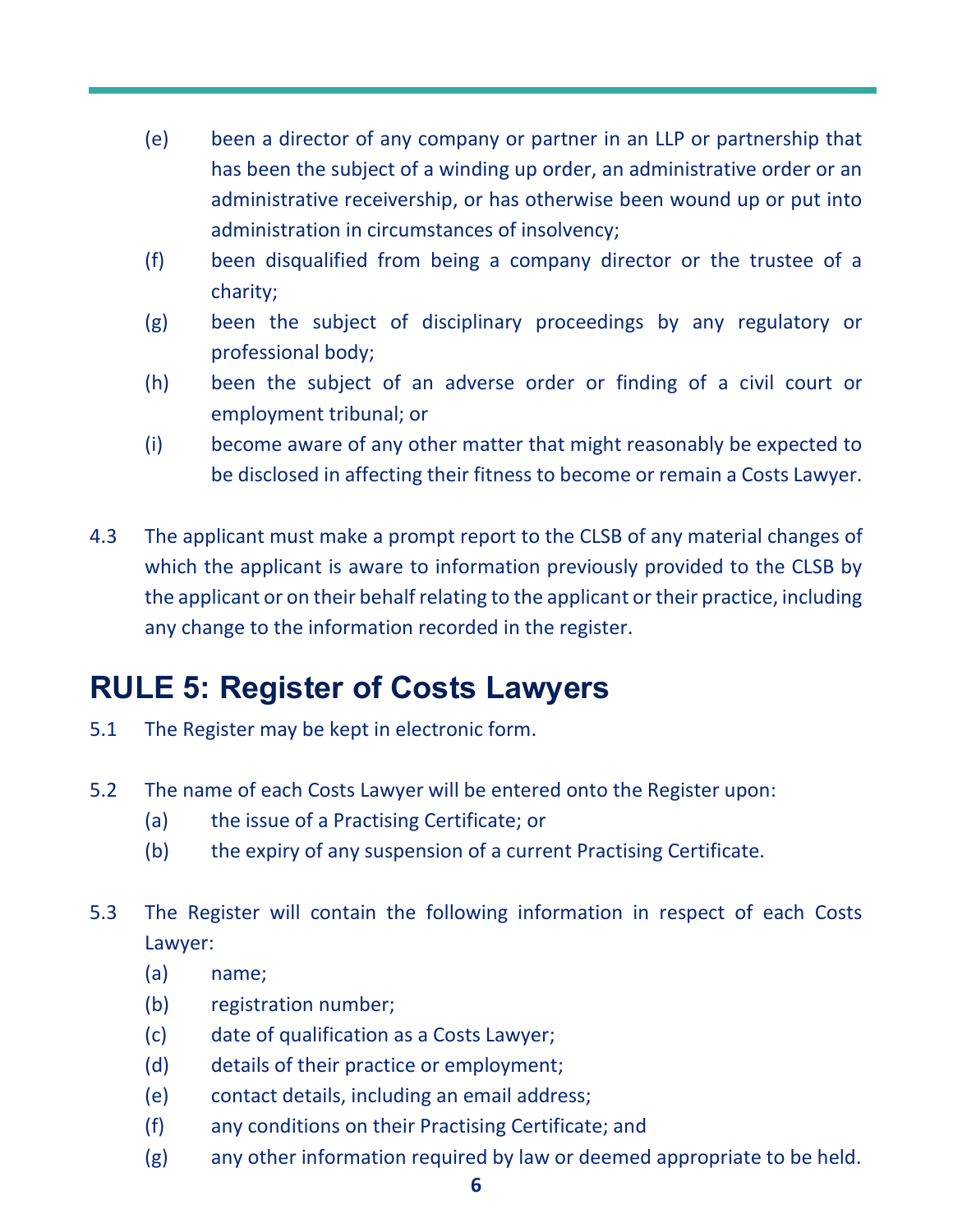(e) been a director of any company or partner in an LLP or partnership that has been the subject of a winding up order, an administrative order or an administrative receivership, or has otherwise been wound up or put into administration in circumstances of insolvency;

(f) been disqualified from being a company director or the trustee of a charity;

(g) been the subject of disciplinary proceedings by any regulatory or professional body;

(h) been the subject of an adverse order or finding of a civil court or employment tribunal; or

(i) become aware of any other matter that might reasonably be expected to be disclosed in affecting their fitness to become or remain a Costs Lawyer.

4.3 The applicant must make a prompt report to the CLSB of any material changes of which the applicant is aware to information previously provided to the CLSB by the applicant or on their behalf relating to the applicant or their practice, including any change to the information recorded in the register.

## RULE 5: Register of Costs Lawyers

5.1 The Register may be kept in electronic form.

5.2 The name of each Costs Lawyer will be entered onto the Register upon:

(a) the issue of a Practising Certificate; or

(b) the expiry of any suspension of a current Practising Certificate.

5.3 The Register will contain the following information in respect of each Costs Lawyer:

(a) name;

(b) registration number;

(c) date of qualification as a Costs Lawyer;

(d) details of their practice or employment;

(e) contact details, including an email address;

(f) any conditions on their Practising Certificate; and

(g) any other information required by law or deemed appropriate to be held.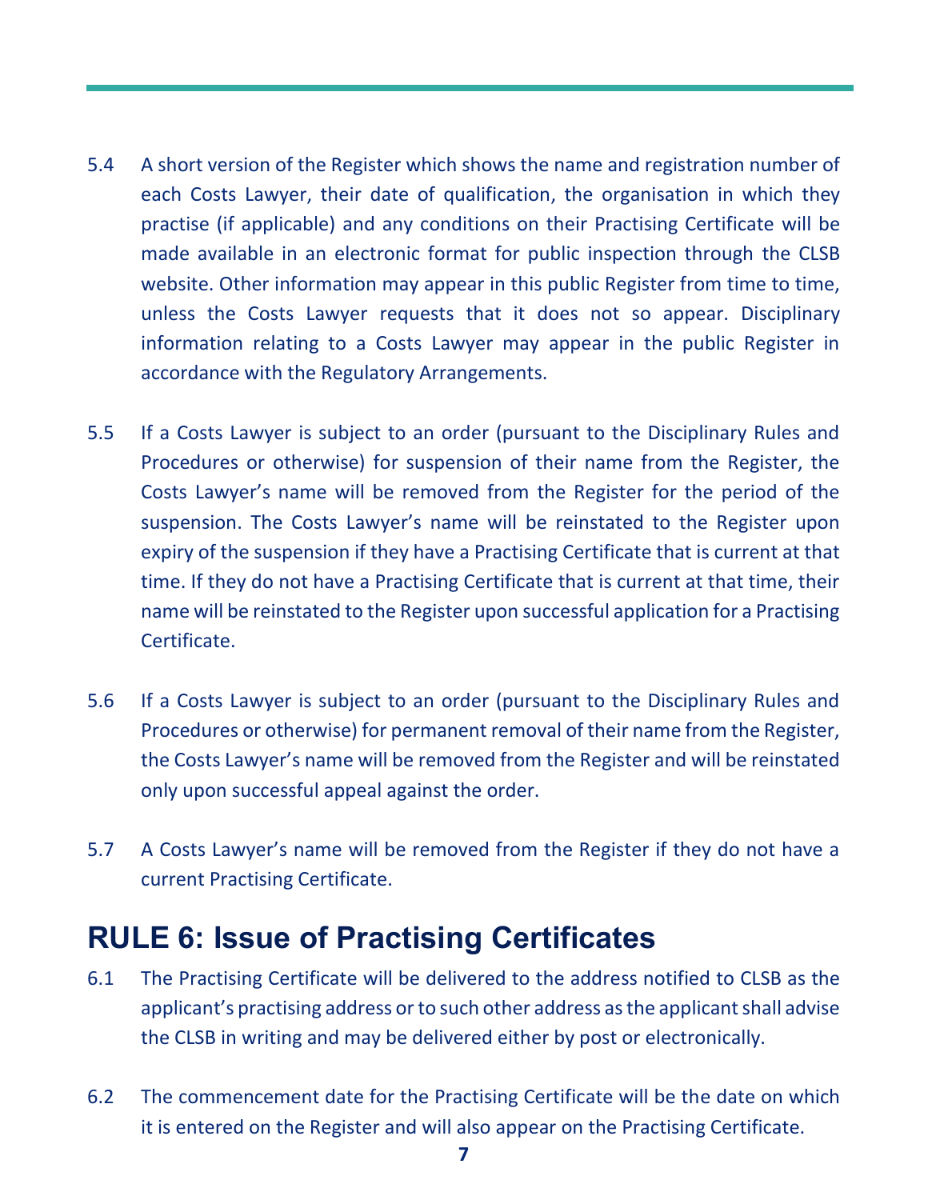5.4 A short version of the Register which shows the name and registration number of each Costs Lawyer, their date of qualification, the organisation in which they practise (if applicable) and any conditions on their Practising Certificate will be made available in an electronic format for public inspection through the CLSB website. Other information may appear in this public Register from time to time, unless the Costs Lawyer requests that it does not so appear. Disciplinary information relating to a Costs Lawyer may appear in the public Register in accordance with the Regulatory Arrangements.

5.5 If a Costs Lawyer is subject to an order (pursuant to the Disciplinary Rules and Procedures or otherwise) for suspension of their name from the Register, the Costs Lawyer's name will be removed from the Register for the period of the suspension. The Costs Lawyer's name will be reinstated to the Register upon expiry of the suspension if they have a Practising Certificate that is current at that time. If they do not have a Practising Certificate that is current at that time, their name will be reinstated to the Register upon successful application for a Practising Certificate.

5.6 If a Costs Lawyer is subject to an order (pursuant to the Disciplinary Rules and Procedures or otherwise) for permanent removal of their name from the Register, the Costs Lawyer's name will be removed from the Register and will be reinstated only upon successful appeal against the order.

5.7 A Costs Lawyer's name will be removed from the Register if they do not have a current Practising Certificate.

## RULE 6: Issue of Practising Certificates

6.1 The Practising Certificate will be delivered to the address notified to CLSB as the applicant's practising address or to such other address as the applicant shall advise the CLSB in writing and may be delivered either by post or electronically.

6.2 The commencement date for the Practising Certificate will be the date on which it is entered on the Register and will also appear on the Practising Certificate.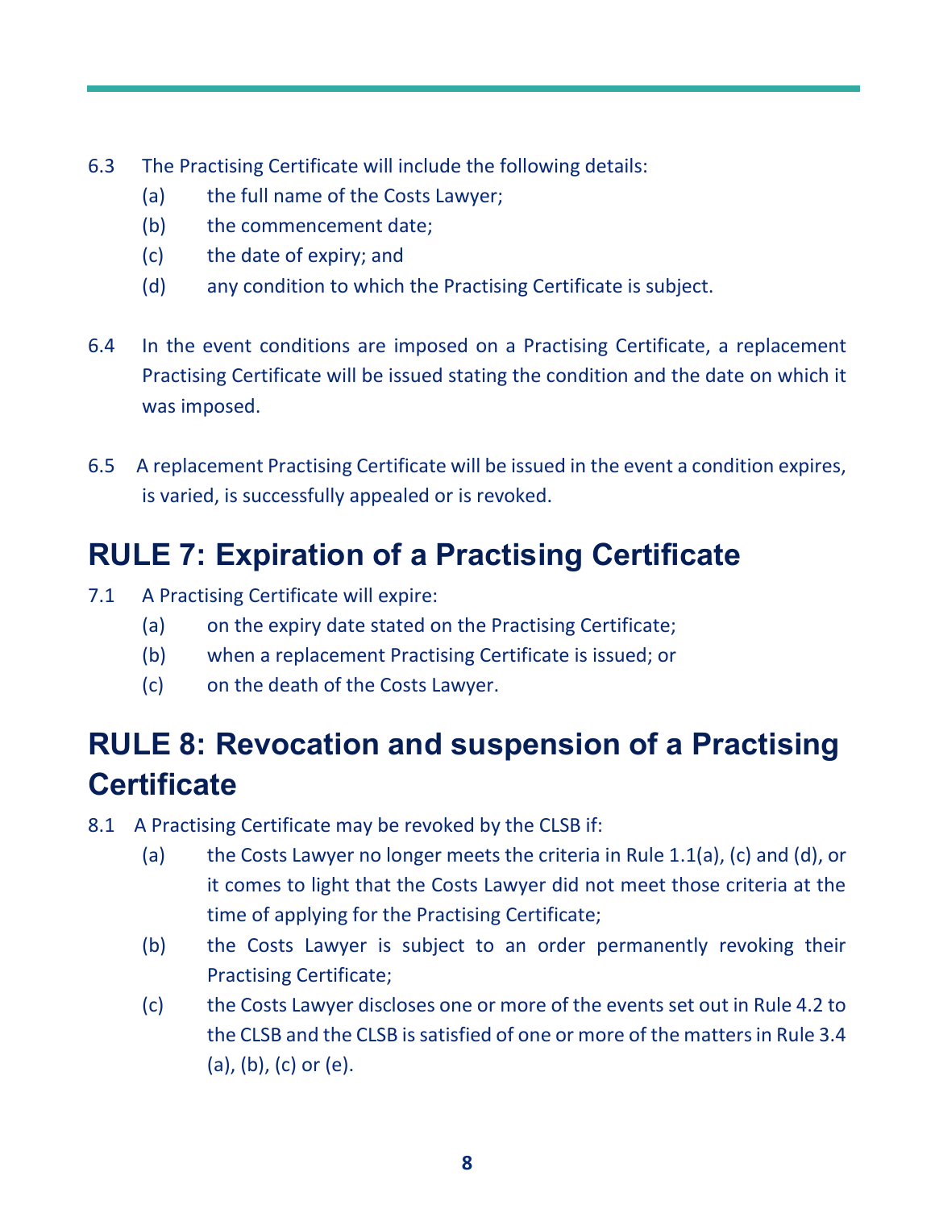6.3 The Practising Certificate will include the following details:

- (a) the full name of the Costs Lawyer;
- (b) the commencement date;
- (c) the date of expiry; and
- (d) any condition to which the Practising Certificate is subject.

6.4 In the event conditions are imposed on a Practising Certificate, a replacement Practising Certificate will be issued stating the condition and the date on which it was imposed.

6.5 A replacement Practising Certificate will be issued in the event a condition expires, is varied, is successfully appealed or is revoked.

## RULE 7: Expiration of a Practising Certificate

7.1 A Practising Certificate will expire:

- (a) on the expiry date stated on the Practising Certificate;
- (b) when a replacement Practising Certificate is issued; or
- (c) on the death of the Costs Lawyer.

## RULE 8: Revocation and suspension of a Practising Certificate

8.1 A Practising Certificate may be revoked by the CLSB if:

- (a) the Costs Lawyer no longer meets the criteria in Rule 1.1(a), (c) and (d), or it comes to light that the Costs Lawyer did not meet those criteria at the time of applying for the Practising Certificate;
- (b) the Costs Lawyer is subject to an order permanently revoking their Practising Certificate;
- (c) the Costs Lawyer discloses one or more of the events set out in Rule 4.2 to the CLSB and the CLSB is satisfied of one or more of the matters in Rule 3.4 (a), (b), (c) or (e).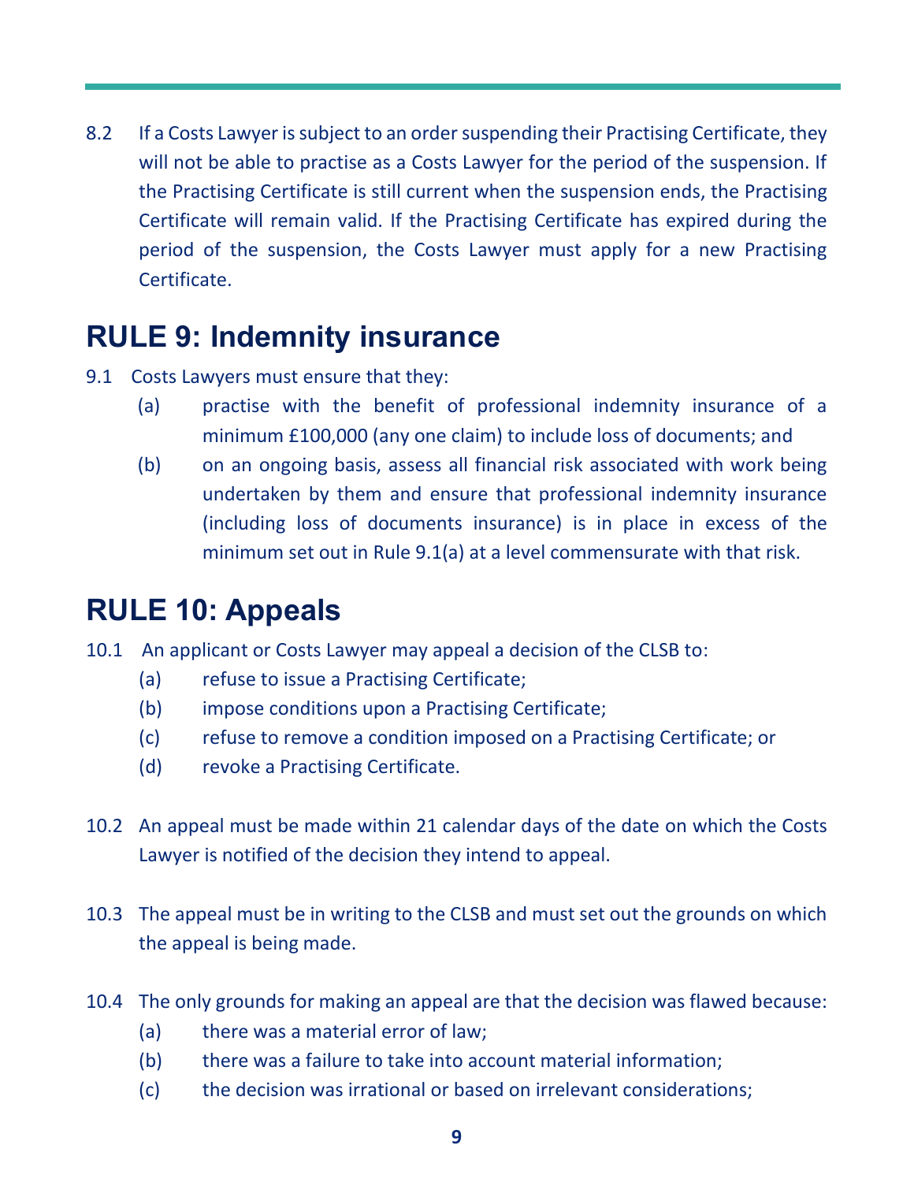8.2 If a Costs Lawyer is subject to an order suspending their Practising Certificate, they will not be able to practise as a Costs Lawyer for the period of the suspension. If the Practising Certificate is still current when the suspension ends, the Practising Certificate will remain valid. If the Practising Certificate has expired during the period of the suspension, the Costs Lawyer must apply for a new Practising Certificate.

## RULE 9: Indemnity insurance

9.1 Costs Lawyers must ensure that they:

- (a) practise with the benefit of professional indemnity insurance of a minimum £100,000 (any one claim) to include loss of documents; and
- (b) on an ongoing basis, assess all financial risk associated with work being undertaken by them and ensure that professional indemnity insurance (including loss of documents insurance) is in place in excess of the minimum set out in Rule 9.1(a) at a level commensurate with that risk.

## RULE 10: Appeals

10.1 An applicant or Costs Lawyer may appeal a decision of the CLSB to:

- (a) refuse to issue a Practising Certificate;
- (b) impose conditions upon a Practising Certificate;
- (c) refuse to remove a condition imposed on a Practising Certificate; or
- (d) revoke a Practising Certificate.

10.2 An appeal must be made within 21 calendar days of the date on which the Costs Lawyer is notified of the decision they intend to appeal.

10.3 The appeal must be in writing to the CLSB and must set out the grounds on which the appeal is being made.

10.4 The only grounds for making an appeal are that the decision was flawed because:

- (a) there was a material error of law;
- (b) there was a failure to take into account material information;
- (c) the decision was irrational or based on irrelevant considerations;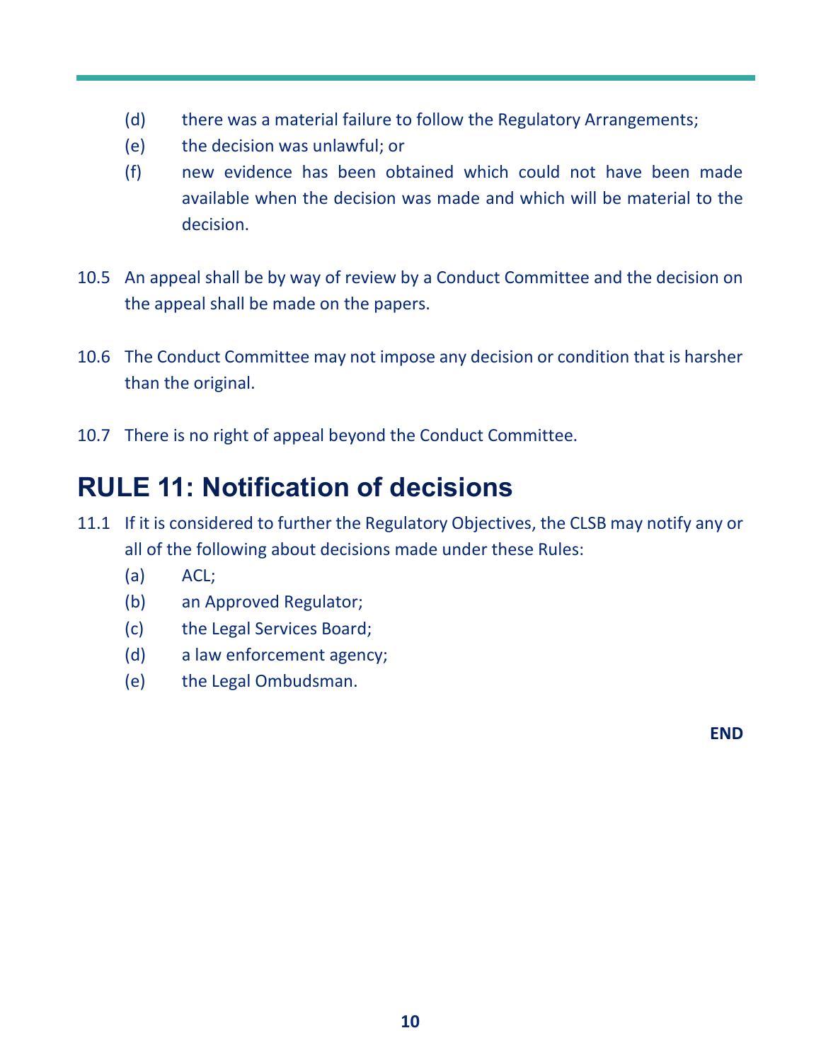(d) there was a material failure to follow the Regulatory Arrangements;

(e) the decision was unlawful; or

(f) new evidence has been obtained which could not have been made available when the decision was made and which will be material to the decision.

10.5 An appeal shall be by way of review by a Conduct Committee and the decision on the appeal shall be made on the papers.

10.6 The Conduct Committee may not impose any decision or condition that is harsher than the original.

10.7 There is no right of appeal beyond the Conduct Committee.

## RULE 11: Notification of decisions

11.1 If it is considered to further the Regulatory Objectives, the CLSB may notify any or all of the following about decisions made under these Rules:

(a) ACL;

(b) an Approved Regulator;

(c) the Legal Services Board;

(d) a law enforcement agency;

(e) the Legal Ombudsman.

**END**